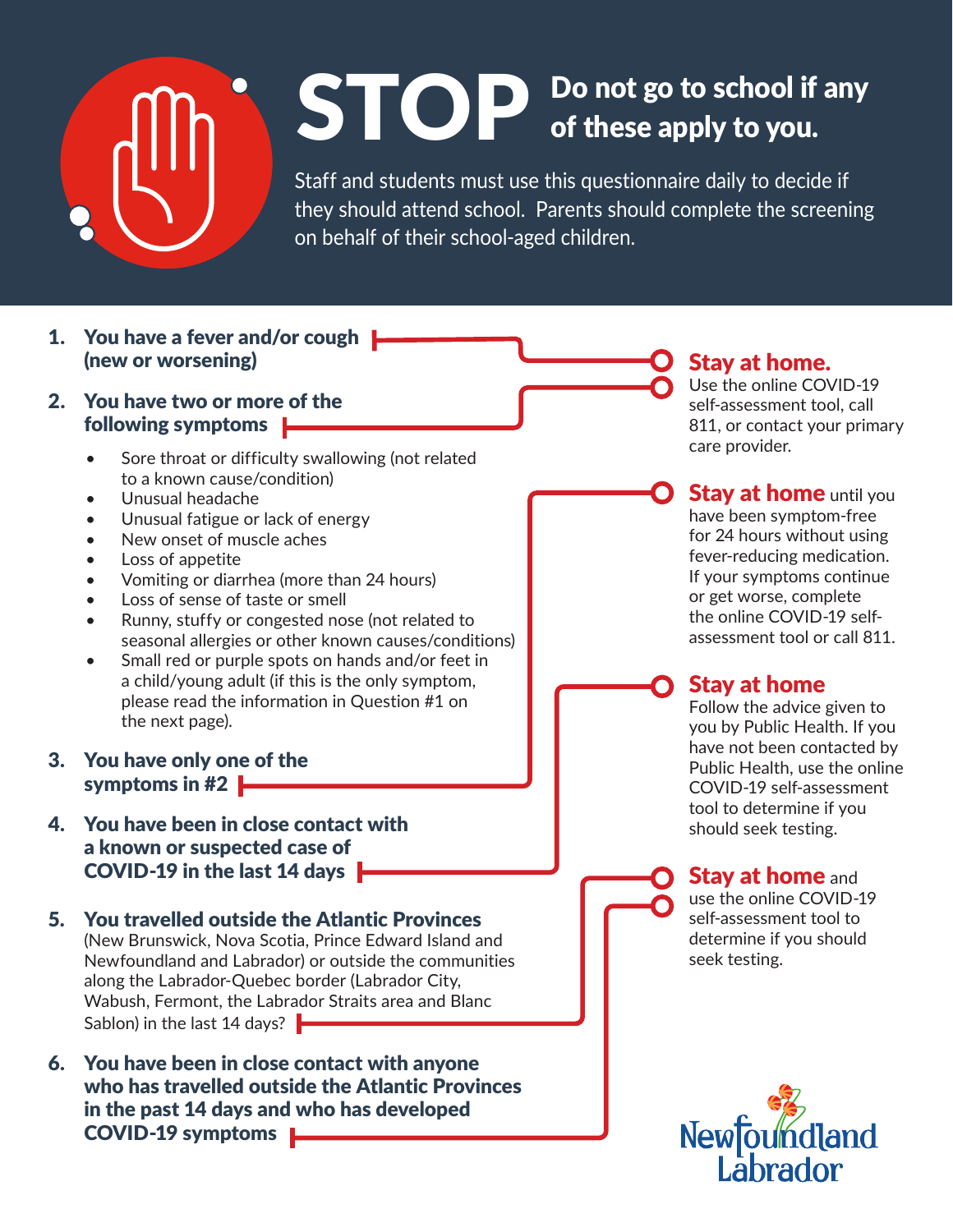# STOP Do not go to school if any of these apply to you.

Staff and students must use this questionnaire daily to decide if they should attend school. Parents should complete the screening on behalf of their school-aged children.

1. **You have a fever and/or cough (new or worsening)**
2. **You have two or more of the following symptoms**
   - Sore throat or difficulty swallowing (not related to a known cause/condition)
   - Unusual headache
   - Unusual fatigue or lack of energy
   - New onset of muscle aches
   - Loss of appetite
   - Vomiting or diarrhea (more than 24 hours)
   - Loss of sense of taste or smell
   - Runny, stuffy or congested nose (not related to seasonal allergies or other known causes/conditions)
   - Small red or purple spots on hands and/or feet in a child/young adult (if this is the only symptom, please read the information in Question #1 on the next page).

→ **Stay at home.** Use the online COVID-19 self-assessment tool, call 811, or contact your primary care provider.

3. **You have only one of the symptoms in #2**

→ **Stay at home** until you have been symptom-free for 24 hours without using fever-reducing medication. If your symptoms continue or get worse, complete the online COVID-19 self-assessment tool or call 811.

4. **You have been in close contact with a known or suspected case of COVID-19 in the last 14 days**

→ **Stay at home** Follow the advice given to you by Public Health. If you have not been contacted by Public Health, use the online COVID-19 self-assessment tool to determine if you should seek testing.

5. **You travelled outside the Atlantic Provinces** (New Brunswick, Nova Scotia, Prince Edward Island and Newfoundland and Labrador) or outside the communities along the Labrador-Quebec border (Labrador City, Wabush, Fermont, the Labrador Straits area and Blanc Sablon) in the last 14 days?
6. **You have been in close contact with anyone who has travelled outside the Atlantic Provinces in the past 14 days and who has developed COVID-19 symptoms**

→ **Stay at home** and use the online COVID-19 self-assessment tool to determine if you should seek testing.

Newfoundland Labrador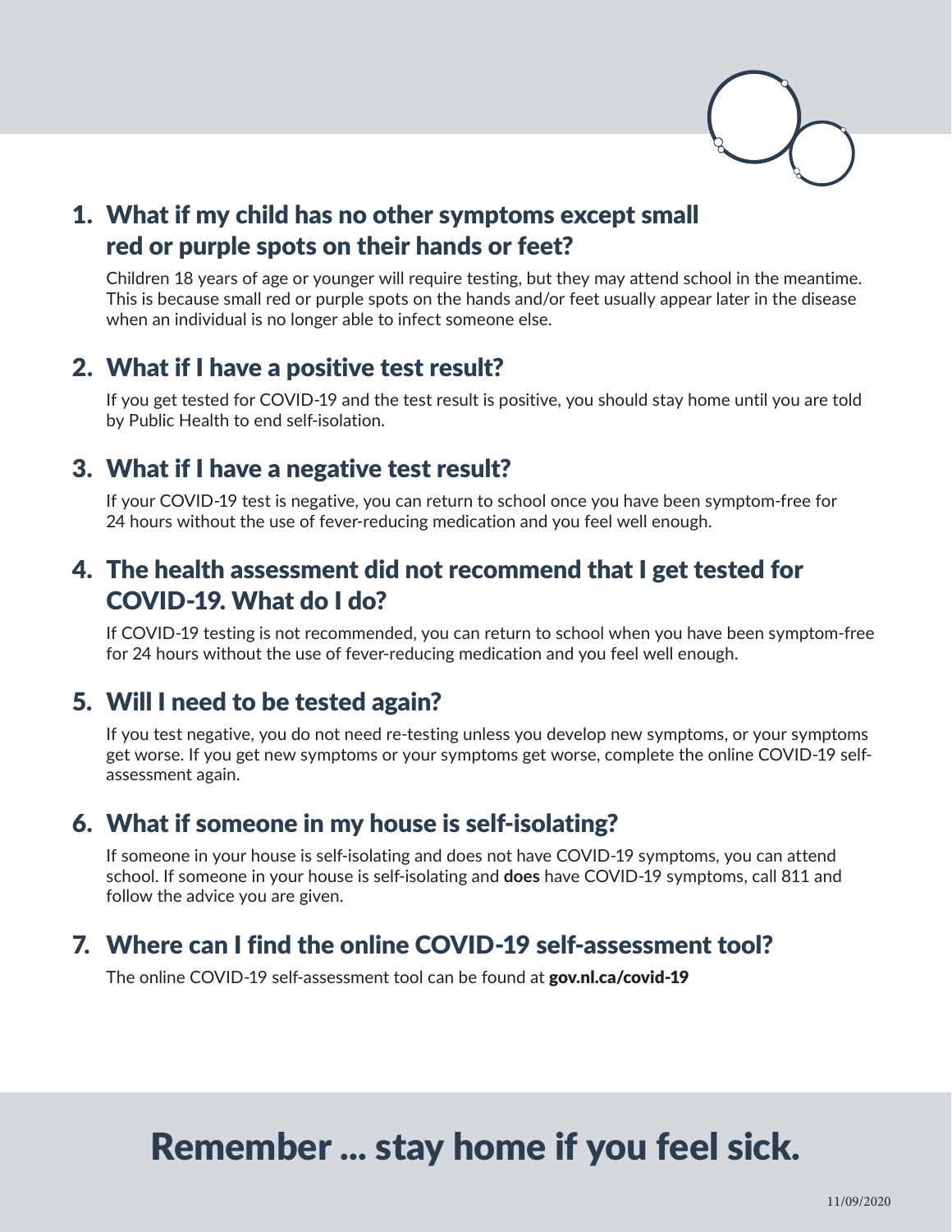## 1. What if my child has no other symptoms except small red or purple spots on their hands or feet?

Children 18 years of age or younger will require testing, but they may attend school in the meantime. This is because small red or purple spots on the hands and/or feet usually appear later in the disease when an individual is no longer able to infect someone else.

## 2. What if I have a positive test result?

If you get tested for COVID-19 and the test result is positive, you should stay home until you are told by Public Health to end self-isolation.

## 3. What if I have a negative test result?

If your COVID-19 test is negative, you can return to school once you have been symptom-free for 24 hours without the use of fever-reducing medication and you feel well enough.

## 4. The health assessment did not recommend that I get tested for COVID-19. What do I do?

If COVID-19 testing is not recommended, you can return to school when you have been symptom-free for 24 hours without the use of fever-reducing medication and you feel well enough.

## 5. Will I need to be tested again?

If you test negative, you do not need re-testing unless you develop new symptoms, or your symptoms get worse. If you get new symptoms or your symptoms get worse, complete the online COVID-19 self-assessment again.

## 6. What if someone in my house is self-isolating?

If someone in your house is self-isolating and does not have COVID-19 symptoms, you can attend school. If someone in your house is self-isolating and **does** have COVID-19 symptoms, call 811 and follow the advice you are given.

## 7. Where can I find the online COVID-19 self-assessment tool?

The online COVID-19 self-assessment tool can be found at **gov.nl.ca/covid-19**

# Remember ... stay home if you feel sick.

11/09/2020